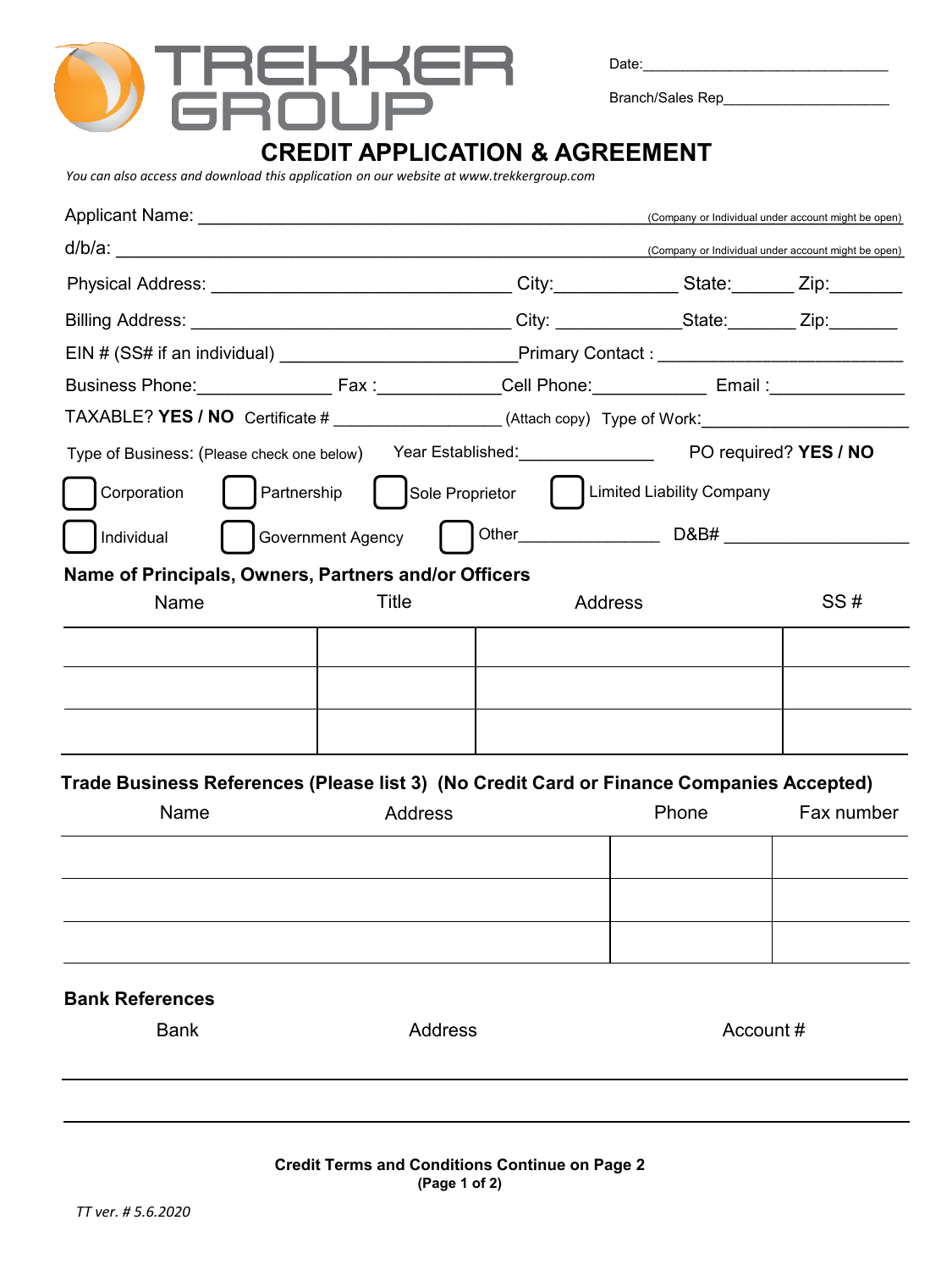# TREKKER GROUP

Date:_______________________________

Branch/Sales Rep____________________

## CREDIT APPLICATION & AGREEMENT

*You can also access and download this application on our website at www.trekkergroup.com*

Applicant Name: ______________________________________________ (Company or Individual under account might be open)

d/b/a: ______________________________________________________ (Company or Individual under account might be open)

Physical Address: _____________________________ City:____________ State:______ Zip:_______

Billing Address: ______________________________ City: ____________State:_______ Zip:_______

EIN # (SS# if an individual) ______________________Primary Contact : _________________________

Business Phone:_____________ Fax :____________Cell Phone:___________ Email :_____________

TAXABLE? **YES / NO** Certificate # _________________ (Attach copy) Type of Work:_____________________

Type of Business: (Please check one below) Year Established:______________ PO required? **YES / NO**

☐ Corporation ☐ Partnership ☐ Sole Proprietor ☐ Limited Liability Company

☐ Individual ☐ Government Agency ☐ Other_______________ D&B# ___________________

**Name of Principals, Owners, Partners and/or Officers**

| Name | Title | Address | SS # |
|---|---|---|---|
| | | | |
| | | | |
| | | | |

**Trade Business References (Please list 3) (No Credit Card or Finance Companies Accepted)**

| Name | Address | Phone | Fax number |
|---|---|---|---|
| | | | |
| | | | |
| | | | |

**Bank References**

| Bank | Address | Account # |
|---|---|---|
| | | |
| | | |

**Credit Terms and Conditions Continue on Page 2**

*TT ver. # 5.6.2020*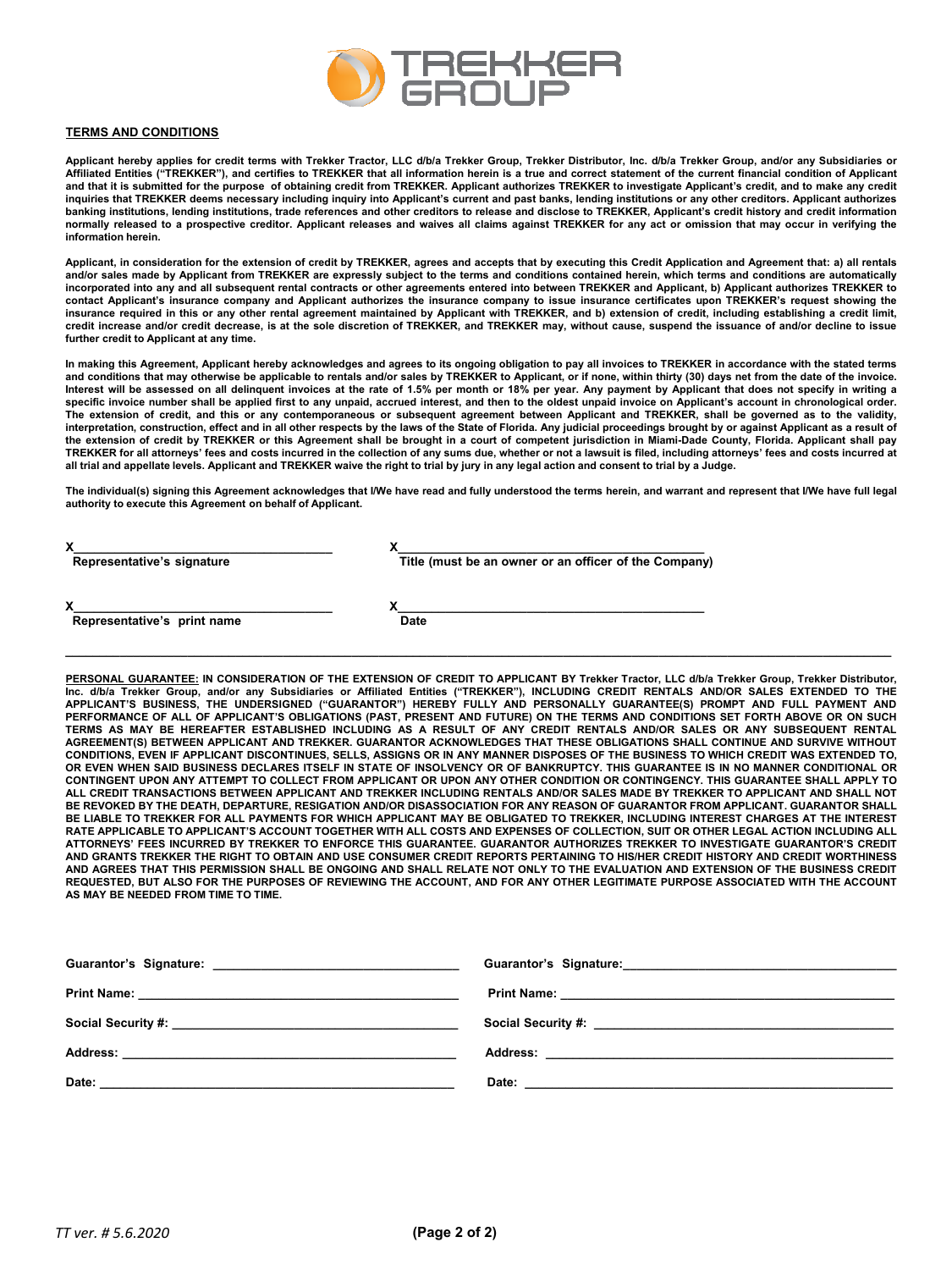**TREKKER GROUP**

**TERMS AND CONDITIONS**

**Applicant hereby applies for credit terms with Trekker Tractor, LLC d/b/a Trekker Group, Trekker Distributor, Inc. d/b/a Trekker Group, and/or any Subsidiaries or Affiliated Entities ("TREKKER"), and certifies to TREKKER that all information herein is a true and correct statement of the current financial condition of Applicant and that it is submitted for the purpose of obtaining credit from TREKKER. Applicant authorizes TREKKER to investigate Applicant's credit, and to make any credit inquiries that TREKKER deems necessary including inquiry into Applicant's current and past banks, lending institutions or any other creditors. Applicant authorizes banking institutions, lending institutions, trade references and other creditors to release and disclose to TREKKER, Applicant's credit history and credit information normally released to a prospective creditor. Applicant releases and waives all claims against TREKKER for any act or omission that may occur in verifying the information herein.**

**Applicant, in consideration for the extension of credit by TREKKER, agrees and accepts that by executing this Credit Application and Agreement that: a) all rentals and/or sales made by Applicant from TREKKER are expressly subject to the terms and conditions contained herein, which terms and conditions are automatically incorporated into any and all subsequent rental contracts or other agreements entered into between TREKKER and Applicant, b) Applicant authorizes TREKKER to contact Applicant's insurance company and Applicant authorizes the insurance company to issue insurance certificates upon TREKKER's request showing the insurance required in this or any other rental agreement maintained by Applicant with TREKKER, and b) extension of credit, including establishing a credit limit, credit increase and/or credit decrease, is at the sole discretion of TREKKER, and TREKKER may, without cause, suspend the issuance of and/or decline to issue further credit to Applicant at any time.**

**In making this Agreement, Applicant hereby acknowledges and agrees to its ongoing obligation to pay all invoices to TREKKER in accordance with the stated terms and conditions that may otherwise be applicable to rentals and/or sales by TREKKER to Applicant, or if none, within thirty (30) days net from the date of the invoice. Interest will be assessed on all delinquent invoices at the rate of 1.5% per month or 18% per year. Any payment by Applicant that does not specify in writing a specific invoice number shall be applied first to any unpaid, accrued interest, and then to the oldest unpaid invoice on Applicant's account in chronological order. The extension of credit, and this or any contemporaneous or subsequent agreement between Applicant and TREKKER, shall be governed as to the validity, interpretation, construction, effect and in all other respects by the laws of the State of Florida. Any judicial proceedings brought by or against Applicant as a result of the extension of credit by TREKKER or this Agreement shall be brought in a court of competent jurisdiction in Miami-Dade County, Florida. Applicant shall pay TREKKER for all attorneys' fees and costs incurred in the collection of any sums due, whether or not a lawsuit is filed, including attorneys' fees and costs incurred at all trial and appellate levels. Applicant and TREKKER waive the right to trial by jury in any legal action and consent to trial by a Judge.**

**The individual(s) signing this Agreement acknowledges that I/We have read and fully understood the terms herein, and warrant and represent that I/We have full legal authority to execute this Agreement on behalf of Applicant.**

X____________________________________
**Representative's signature**

X____________________________________
**Title (must be an owner or an officer of the Company)**

X____________________________________
**Representative's print name**

X____________________________________
**Date**

---

**PERSONAL GUARANTEE: IN CONSIDERATION OF THE EXTENSION OF CREDIT TO APPLICANT BY Trekker Tractor, LLC d/b/a Trekker Group, Trekker Distributor, Inc. d/b/a Trekker Group, and/or any Subsidiaries or Affiliated Entities ("TREKKER"), INCLUDING CREDIT RENTALS AND/OR SALES EXTENDED TO THE APPLICANT'S BUSINESS, THE UNDERSIGNED ("GUARANTOR") HEREBY FULLY AND PERSONALLY GUARANTEE(S) PROMPT AND FULL PAYMENT AND PERFORMANCE OF ALL OF APPLICANT'S OBLIGATIONS (PAST, PRESENT AND FUTURE) ON THE TERMS AND CONDITIONS SET FORTH ABOVE OR ON SUCH TERMS AS MAY BE HEREAFTER ESTABLISHED INCLUDING AS A RESULT OF ANY CREDIT RENTALS AND/OR SALES OR ANY SUBSEQUENT RENTAL AGREEMENT(S) BETWEEN APPLICANT AND TREKKER. GUARANTOR ACKNOWLEDGES THAT THESE OBLIGATIONS SHALL CONTINUE AND SURVIVE WITHOUT CONDITIONS, EVEN IF APPLICANT DISCONTINUES, SELLS, ASSIGNS OR IN ANY MANNER DISPOSES OF THE BUSINESS TO WHICH CREDIT WAS EXTENDED TO, OR EVEN WHEN SAID BUSINESS DECLARES ITSELF IN STATE OF INSOLVENCY OR OF BANKRUPTCY. THIS GUARANTEE IS IN NO MANNER CONDITIONAL OR CONTINGENT UPON ANY ATTEMPT TO COLLECT FROM APPLICANT OR UPON ANY OTHER CONDITION OR CONTINGENCY. THIS GUARANTEE SHALL APPLY TO ALL CREDIT TRANSACTIONS BETWEEN APPLICANT AND TREKKER INCLUDING RENTALS AND/OR SALES MADE BY TREKKER TO APPLICANT AND SHALL NOT BE REVOKED BY THE DEATH, DEPARTURE, RESIGATION AND/OR DISASSOCIATION FOR ANY REASON OF GUARANTOR FROM APPLICANT. GUARANTOR SHALL BE LIABLE TO TREKKER FOR ALL PAYMENTS FOR WHICH APPLICANT MAY BE OBLIGATED TO TREKKER, INCLUDING INTEREST CHARGES AT THE INTEREST RATE APPLICABLE TO APPLICANT'S ACCOUNT TOGETHER WITH ALL COSTS AND EXPENSES OF COLLECTION, SUIT OR OTHER LEGAL ACTION INCLUDING ALL ATTORNEYS' FEES INCURRED BY TREKKER TO ENFORCE THIS GUARANTEE. GUARANTOR AUTHORIZES TREKKER TO INVESTIGATE GUARANTOR'S CREDIT AND GRANTS TREKKER THE RIGHT TO OBTAIN AND USE CONSUMER CREDIT REPORTS PERTAINING TO HIS/HER CREDIT HISTORY AND CREDIT WORTHINESS AND AGREES THAT THIS PERMISSION SHALL BE ONGOING AND SHALL RELATE NOT ONLY TO THE EVALUATION AND EXTENSION OF THE BUSINESS CREDIT REQUESTED, BUT ALSO FOR THE PURPOSES OF REVIEWING THE ACCOUNT, AND FOR ANY OTHER LEGITIMATE PURPOSE ASSOCIATED WITH THE ACCOUNT AS MAY BE NEEDED FROM TIME TO TIME.**

**Guarantor's Signature:** ______________________________

**Print Name:** ______________________________

**Social Security #:** ______________________________

**Address:** ______________________________

**Date:** ______________________________

**Guarantor's Signature:** ______________________________

**Print Name:** ______________________________

**Social Security #:** ______________________________

**Address:** ______________________________

**Date:** ______________________________

*TT ver. # 5.6.2020*